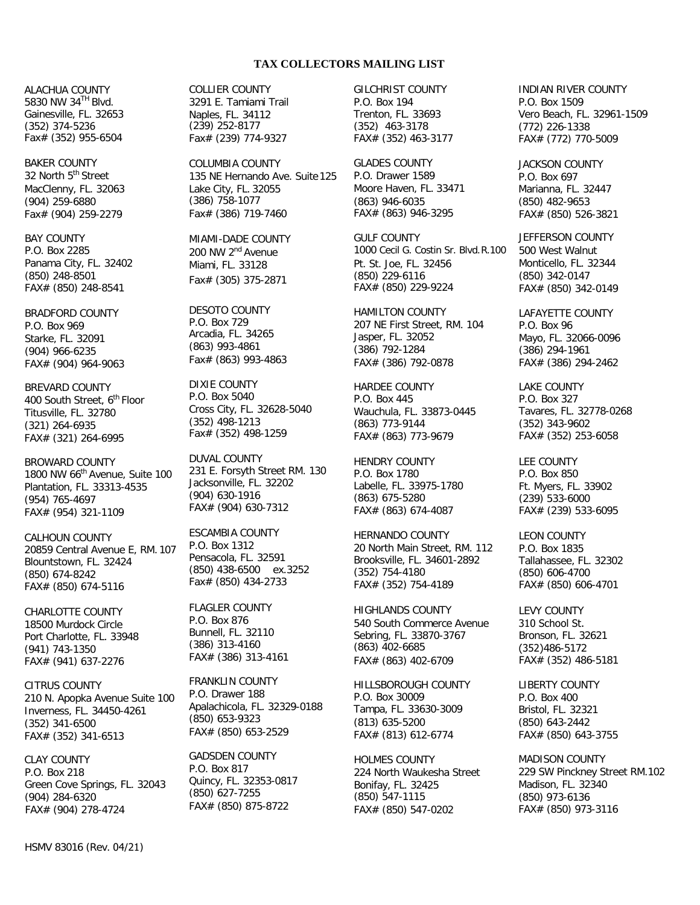**TAX COLLECTORS MAILING LIST**

ALACHUA COUNTY
5830 NW 34TH Blvd.
Gainesville, FL. 32653
(352) 374-5236
Fax# (352) 955-6504

BAKER COUNTY
32 North 5th Street
MacClenny, FL. 32063
(904) 259-6880
Fax# (904) 259-2279

BAY COUNTY
P.O. Box 2285
Panama City, FL. 32402
(850) 248-8501
FAX# (850) 248-8541

BRADFORD COUNTY
P.O. Box 969
Starke, FL. 32091
(904) 966-6235
FAX# (904) 964-9063

BREVARD COUNTY
400 South Street, 6th Floor
Titusville, FL. 32780
(321) 264-6935
FAX# (321) 264-6995

BROWARD COUNTY
1800 NW 66th Avenue, Suite 100
Plantation, FL. 33313-4535
(954) 765-4697
FAX# (954) 321-1109

CALHOUN COUNTY
20859 Central Avenue E, RM. 107
Blountstown, FL. 32424
(850) 674-8242
FAX# (850) 674-5116

CHARLOTTE COUNTY
18500 Murdock Circle
Port Charlotte, FL. 33948
(941) 743-1350
FAX# (941) 637-2276

CITRUS COUNTY
210 N. Apopka Avenue Suite 100
Inverness, FL. 34450-4261
(352) 341-6500
FAX# (352) 341-6513

CLAY COUNTY
P.O. Box 218
Green Cove Springs, FL. 32043
(904) 284-6320
FAX# (904) 278-4724

COLLIER COUNTY
3291 E. Tamiami Trail
Naples, FL. 34112
(239) 252-8177
Fax# (239) 774-9327

COLUMBIA COUNTY
135 NE Hernando Ave. Suite 125
Lake City, FL. 32055
(386) 758-1077
Fax# (386) 719-7460

MIAMI-DADE COUNTY
200 NW 2nd Avenue
Miami, FL. 33128
Fax# (305) 375-2871

DESOTO COUNTY
P.O. Box 729
Arcadia, FL. 34265
(863) 993-4861
Fax# (863) 993-4863

DIXIE COUNTY
P.O. Box 5040
Cross City, FL. 32628-5040
(352) 498-1213
Fax# (352) 498-1259

DUVAL COUNTY
231 E. Forsyth Street RM. 130
Jacksonville, FL. 32202
(904) 630-1916
FAX# (904) 630-7312

ESCAMBIA COUNTY
P.O. Box 1312
Pensacola, FL. 32591
(850) 438-6500 ex.3252
Fax# (850) 434-2733

FLAGLER COUNTY
P.O. Box 876
Bunnell, FL. 32110
(386) 313-4160
FAX# (386) 313-4161

FRANKLIN COUNTY
P.O. Drawer 188
Apalachicola, FL. 32329-0188
(850) 653-9323
FAX# (850) 653-2529

GADSDEN COUNTY
P.O. Box 817
Quincy, FL. 32353-0817
(850) 627-7255
FAX# (850) 875-8722

GILCHRIST COUNTY
P.O. Box 194
Trenton, FL. 33693
(352) 463-3178
FAX# (352) 463-3177

GLADES COUNTY
P.O. Drawer 1589
Moore Haven, FL. 33471
(863) 946-6035
FAX# (863) 946-3295

GULF COUNTY
1000 Cecil G. Costin Sr. Blvd.R.100
Pt. St. Joe, FL. 32456
(850) 229-6116
FAX# (850) 229-9224

HAMILTON COUNTY
207 NE First Street, RM. 104
Jasper, FL. 32052
(386) 792-1284
FAX# (386) 792-0878

HARDEE COUNTY
P.O. Box 445
Wauchula, FL. 33873-0445
(863) 773-9144
FAX# (863) 773-9679

HENDRY COUNTY
P.O. Box 1780
Labelle, FL. 33975-1780
(863) 675-5280
FAX# (863) 674-4087

HERNANDO COUNTY
20 North Main Street, RM. 112
Brooksville, FL. 34601-2892
(352) 754-4180
FAX# (352) 754-4189

HIGHLANDS COUNTY
540 South Commerce Avenue
Sebring, FL. 33870-3767
(863) 402-6685
FAX# (863) 402-6709

HILLSBOROUGH COUNTY
P.O. Box 30009
Tampa, FL. 33630-3009
(813) 635-5200
FAX# (813) 612-6774

HOLMES COUNTY
224 North Waukesha Street
Bonifay, FL. 32425
(850) 547-1115
FAX# (850) 547-0202

INDIAN RIVER COUNTY
P.O. Box 1509
Vero Beach, FL. 32961-1509
(772) 226-1338
FAX# (772) 770-5009

JACKSON COUNTY
P.O. Box 697
Marianna, FL. 32447
(850) 482-9653
FAX# (850) 526-3821

JEFFERSON COUNTY
500 West Walnut
Monticello, FL. 32344
(850) 342-0147
FAX# (850) 342-0149

LAFAYETTE COUNTY
P.O. Box 96
Mayo, FL. 32066-0096
(386) 294-1961
FAX# (386) 294-2462

LAKE COUNTY
P.O. Box 327
Tavares, FL. 32778-0268
(352) 343-9602
FAX# (352) 253-6058

LEE COUNTY
P.O. Box 850
Ft. Myers, FL. 33902
(239) 533-6000
FAX# (239) 533-6095

LEON COUNTY
P.O. Box 1835
Tallahassee, FL. 32302
(850) 606-4700
FAX# (850) 606-4701

LEVY COUNTY
310 School St.
Bronson, FL. 32621
(352)486-5172
FAX# (352) 486-5181

LIBERTY COUNTY
P.O. Box 400
Bristol, FL. 32321
(850) 643-2442
FAX# (850) 643-3755

MADISON COUNTY
229 SW Pinckney Street RM.102
Madison, FL. 32340
(850) 973-6136
FAX# (850) 973-3116

HSMV 83016 (Rev. 04/21)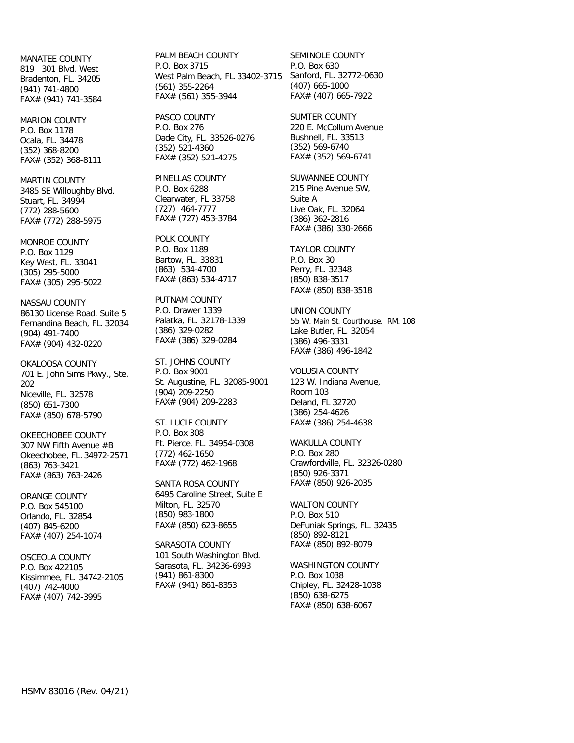MANATEE COUNTY
819 301 Blvd. West
Bradenton, FL. 34205
(941) 741-4800
FAX# (941) 741-3584

MARION COUNTY
P.O. Box 1178
Ocala, FL. 34478
(352) 368-8200
FAX# (352) 368-8111

MARTIN COUNTY
3485 SE Willoughby Blvd.
Stuart, FL. 34994
(772) 288-5600
FAX# (772) 288-5975

MONROE COUNTY
P.O. Box 1129
Key West, FL. 33041
(305) 295-5000
FAX# (305) 295-5022

NASSAU COUNTY
86130 License Road, Suite 5
Fernandina Beach, FL. 32034
(904) 491-7400
FAX# (904) 432-0220

OKALOOSA COUNTY
701 E. John Sims Pkwy., Ste. 202
Niceville, FL. 32578
(850) 651-7300
FAX# (850) 678-5790

OKEECHOBEE COUNTY
307 NW Fifth Avenue #B
Okeechobee, FL. 34972-2571
(863) 763-3421
FAX# (863) 763-2426

ORANGE COUNTY
P.O. Box 545100
Orlando, FL. 32854
(407) 845-6200
FAX# (407) 254-1074

OSCEOLA COUNTY
P.O. Box 422105
Kissimmee, FL. 34742-2105
(407) 742-4000
FAX# (407) 742-3995

PALM BEACH COUNTY
P.O. Box 3715
West Palm Beach, FL. 33402-3715
(561) 355-2264
FAX# (561) 355-3944

PASCO COUNTY
P.O. Box 276
Dade City, FL. 33526-0276
(352) 521-4360
FAX# (352) 521-4275

PINELLAS COUNTY
P.O. Box 6288
Clearwater, FL 33758
(727) 464-7777
FAX# (727) 453-3784

POLK COUNTY
P.O. Box 1189
Bartow, FL. 33831
(863) 534-4700
FAX# (863) 534-4717

PUTNAM COUNTY
P.O. Drawer 1339
Palatka, FL. 32178-1339
(386) 329-0282
FAX# (386) 329-0284

ST. JOHNS COUNTY
P.O. Box 9001
St. Augustine, FL. 32085-9001
(904) 209-2250
FAX# (904) 209-2283

ST. LUCIE COUNTY
P.O. Box 308
Ft. Pierce, FL. 34954-0308
(772) 462-1650
FAX# (772) 462-1968

SANTA ROSA COUNTY
6495 Caroline Street, Suite E
Milton, FL. 32570
(850) 983-1800
FAX# (850) 623-8655

SARASOTA COUNTY
101 South Washington Blvd.
Sarasota, FL. 34236-6993
(941) 861-8300
FAX# (941) 861-8353

SEMINOLE COUNTY
P.O. Box 630
Sanford, FL. 32772-0630
(407) 665-1000
FAX# (407) 665-7922

SUMTER COUNTY
220 E. McCollum Avenue
Bushnell, FL. 33513
(352) 569-6740
FAX# (352) 569-6741

SUWANNEE COUNTY
215 Pine Avenue SW,
Suite A
Live Oak, FL. 32064
(386) 362-2816
FAX# (386) 330-2666

TAYLOR COUNTY
P.O. Box 30
Perry, FL. 32348
(850) 838-3517
FAX# (850) 838-3518

UNION COUNTY
55 W. Main St. Courthouse. RM. 108
Lake Butler, FL. 32054
(386) 496-3331
FAX# (386) 496-1842

VOLUSIA COUNTY
123 W. Indiana Avenue,
Room 103
Deland, FL 32720
(386) 254-4626
FAX# (386) 254-4638

WAKULLA COUNTY
P.O. Box 280
Crawfordville, FL. 32326-0280
(850) 926-3371
FAX# (850) 926-2035

WALTON COUNTY
P.O. Box 510
DeFuniak Springs, FL. 32435
(850) 892-8121
FAX# (850) 892-8079

WASHINGTON COUNTY
P.O. Box 1038
Chipley, FL. 32428-1038
(850) 638-6275
FAX# (850) 638-6067

HSMV 83016 (Rev. 04/21)